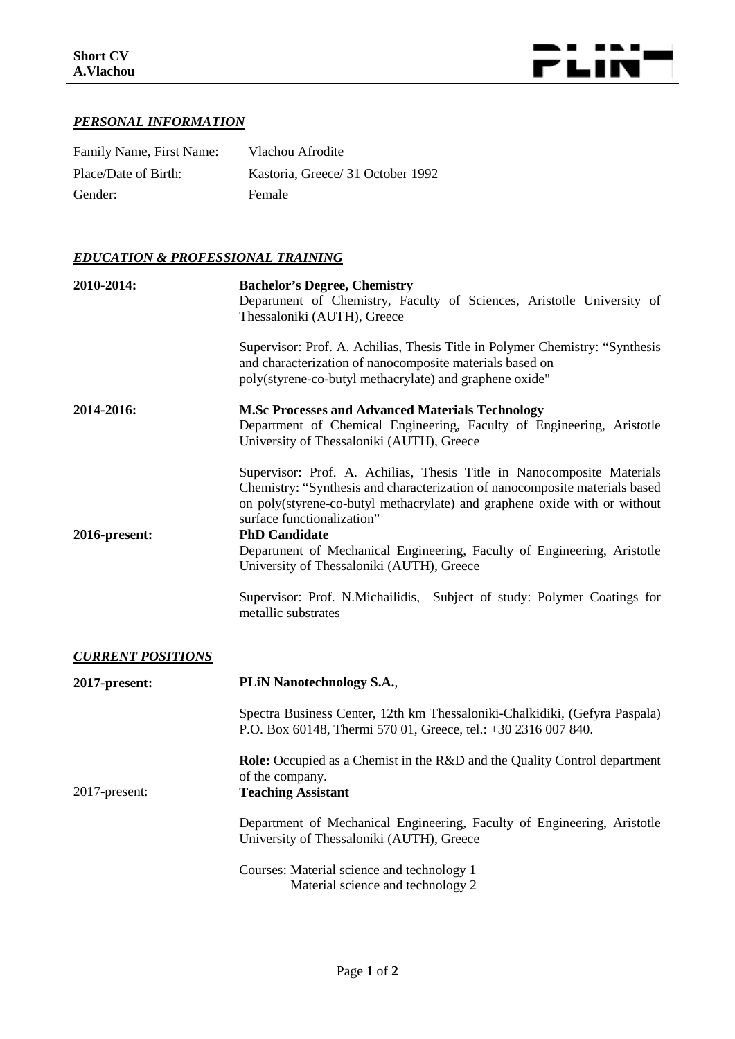## *PERSONAL INFORMATION*

| | |
|---|---|
| Family Name, First Name: | Vlachou Afrodite |
| Place/Date of Birth: | Kastoria, Greece/ 31 October 1992 |
| Gender: | Female |

## *EDUCATION & PROFESSIONAL TRAINING*

**2010-2014:** **Bachelor's Degree, Chemistry**
Department of Chemistry, Faculty of Sciences, Aristotle University of Thessaloniki (AUTH), Greece

Supervisor: Prof. A. Achilias, Thesis Title in Polymer Chemistry: "Synthesis and characterization of nanocomposite materials based on poly(styrene-co-butyl methacrylate) and graphene oxide"

**2014-2016:** **M.Sc Processes and Advanced Materials Technology**
Department of Chemical Engineering, Faculty of Engineering, Aristotle University of Thessaloniki (AUTH), Greece

Supervisor: Prof. A. Achilias, Thesis Title in Nanocomposite Materials Chemistry: "Synthesis and characterization of nanocomposite materials based on poly(styrene-co-butyl methacrylate) and graphene oxide with or without surface functionalization"

**2016-present:** **PhD Candidate**
Department of Mechanical Engineering, Faculty of Engineering, Aristotle University of Thessaloniki (AUTH), Greece

Supervisor: Prof. N.Michailidis, Subject of study: Polymer Coatings for metallic substrates

## *CURRENT POSITIONS*

**2017-present:** **PLiN Nanotechnology S.A.**,

Spectra Business Center, 12th km Thessaloniki-Chalkidiki, (Gefyra Paspala) P.O. Box 60148, Thermi 570 01, Greece, tel.: +30 2316 007 840.

**Role:** Occupied as a Chemist in the R&D and the Quality Control department of the company.

2017-present: **Teaching Assistant**

Department of Mechanical Engineering, Faculty of Engineering, Aristotle University of Thessaloniki (AUTH), Greece

Courses: Material science and technology 1
Material science and technology 2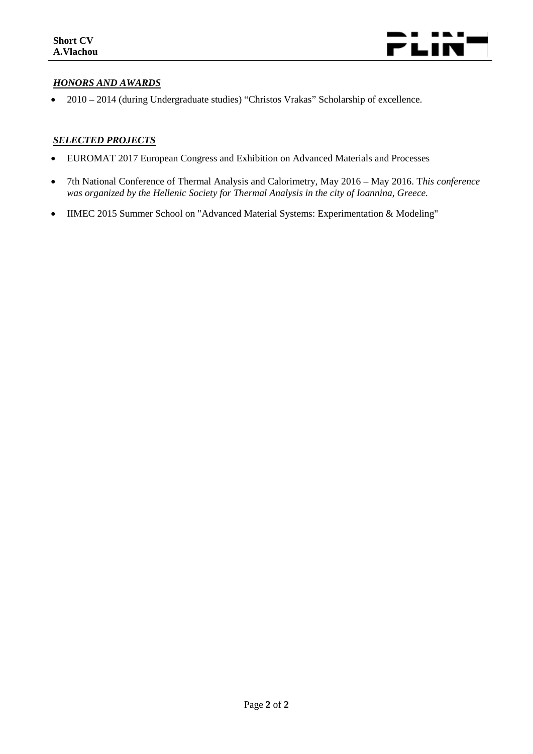***HONORS AND AWARDS***

- 2010 – 2014 (during Undergraduate studies) "Christos Vrakas" Scholarship of excellence.

***SELECTED PROJECTS***

- EUROMAT 2017 European Congress and Exhibition on Advanced Materials and Processes
- 7th National Conference of Thermal Analysis and Calorimetry, May 2016 – May 2016. T*his conference was organized by the Hellenic Society for Thermal Analysis in the city of Ioannina, Greece.*
- IIMEC 2015 Summer School on "Advanced Material Systems: Experimentation & Modeling"